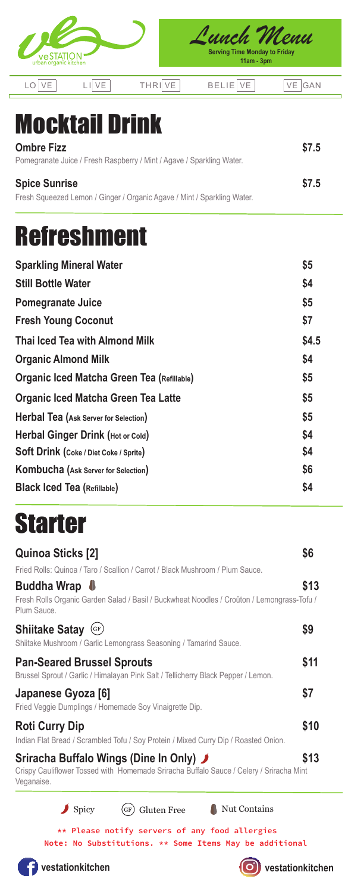veSTATION urban organic kitchen

# Lunch Menu

**Serving Time Monday to Friday**
**11am - 3pm**

LO VE | LI VE | THRI VE | BELIE VE | VE GAN

## Mocktail Drink

**Ombre Fizz** **$7.5**
Pomegranate Juice / Fresh Raspberry / Mint / Agave / Sparkling Water.

**Spice Sunrise** **$7.5**
Fresh Squeezed Lemon / Ginger / Organic Agave / Mint / Sparkling Water.

## Refreshment

| Item | Price |
|---|---|
| **Sparkling Mineral Water** | **$5** |
| **Still Bottle Water** | **$4** |
| **Pomegranate Juice** | **$5** |
| **Fresh Young Coconut** | **$7** |
| **Thai Iced Tea with Almond Milk** | **$4.5** |
| **Organic Almond Milk** | **$4** |
| **Organic Iced Matcha Green Tea (Refillable)** | **$5** |
| **Organic Iced Matcha Green Tea Latte** | **$5** |
| **Herbal Tea (Ask Server for Selection)** | **$5** |
| **Herbal Ginger Drink (Hot or Cold)** | **$4** |
| **Soft Drink (Coke / Diet Coke / Sprite)** | **$4** |
| **Kombucha (Ask Server for Selection)** | **$6** |
| **Black Iced Tea (Refillable)** | **$4** |

## Starter

**Quinoa Sticks [2]** **$6**
Fried Rolls: Quinoa / Taro / Scallion / Carrot / Black Mushroom / Plum Sauce.

**Buddha Wrap** (Nut Contains) **$13**
Fresh Rolls Organic Garden Salad / Basil / Buckwheat Noodles / Croûton / Lemongrass-Tofu / Plum Sauce.

**Shiitake Satay** (GF) **$9**
Shiitake Mushroom / Garlic Lemongrass Seasoning / Tamarind Sauce.

**Pan-Seared Brussel Sprouts** **$11**
Brussel Sprout / Garlic / Himalayan Pink Salt / Tellicherry Black Pepper / Lemon.

**Japanese Gyoza [6]** **$7**
Fried Veggie Dumplings / Homemade Soy Vinaigrette Dip.

**Roti Curry Dip** **$10**
Indian Flat Bread / Scrambled Tofu / Soy Protein / Mixed Curry Dip / Roasted Onion.

**Sriracha Buffalo Wings (Dine In Only)** (Spicy) **$13**
Crispy Cauliflower Tossed with Homemade Sriracha Buffalo Sauce / Celery / Sriracha Mint Veganaise.

Spicy | (GF) Gluten Free | Nut Contains

** Please notify servers of any food allergies
Note: No Substitutions. ** Some Items May be additional

vestationkitchen | vestationkitchen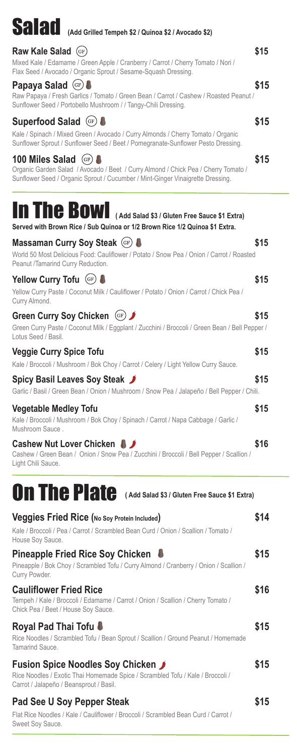# Salad (Add Grilled Tempeh $2 / Quinoa $2 / Avocado $2)

**Raw Kale Salad** (GF) **$15**
Mixed Kale / Edamame / Green Apple / Cranberry / Carrot / Cherry Tomato / Nori / Flax Seed / Avocado / Organic Sprout / Sesame-Squash Dressing.

**Papaya Salad** (GF) **$15**
Raw Papaya / Fresh Garlics / Tomato / Green Bean / Carrot / Cashew / Roasted Peanut / Sunflower Seed / Portobello Mushroom / / Tangy-Chili Dressing.

**Superfood Salad** (GF) **$15**
Kale / Spinach / Mixed Green / Avocado / Curry Almonds / Cherry Tomato / Organic Sunflower Sprout / Sunflower Seed / Beet / Pomegranate-Sunflower Pesto Dressing.

**100 Miles Salad** (GF) **$15**
Organic Garden Salad / Avocado / Beet / Curry Almond / Chick Pea / Cherry Tomato / Sunflower Seed / Organic Sprout / Cucumber / Mint-Ginger Vinaigrette Dressing.

# In The Bowl ( Add Salad $3 / Gluten Free Sauce $1 Extra)

**Served with Brown Rice / Sub Quinoa or 1/2 Brown Rice 1/2 Quinoa $1 Extra.**

**Massaman Curry Soy Steak** (GF) **$15**
World 50 Most Delicious Food: Cauliflower / Potato / Snow Pea / Onion / Carrot / Roasted Peanut /Tamarind Curry Reduction.

**Yellow Curry Tofu** (GF) **$15**
Yellow Curry Paste / Coconut Milk / Cauliflower / Potato / Onion / Carrot / Chick Pea / Curry Almond.

**Green Curry Soy Chicken** (GF) **$15**
Green Curry Paste / Coconut Milk / Eggplant / Zucchini / Broccoli / Green Bean / Bell Pepper / Lotus Seed / Basil.

**Veggie Curry Spice Tofu** **$15**
Kale / Broccoli / Mushroom / Bok Choy / Carrot / Celery / Light Yellow Curry Sauce.

**Spicy Basil Leaves Soy Steak** **$15**
Garlic / Basil / Green Bean / Onion / Mushroom / Snow Pea / Jalapeño / Bell Pepper / Chili.

**Vegetable Medley Tofu** **$15**
Kale / Broccoli / Mushroom / Bok Choy / Spinach / Carrot / Napa Cabbage / Garlic / Mushroom Sauce .

**Cashew Nut Lover Chicken** **$16**
Cashew / Green Bean / Onion / Snow Pea / Zucchini / Broccoli / Bell Pepper / Scallion / Light Chili Sauce.

# On The Plate ( Add Salad $3 / Gluten Free Sauce $1 Extra)

**Veggies Fried Rice (No Soy Protein Included)** **$14**
Kale / Broccoli / Pea / Carrot / Scrambled Bean Curd / Onion / Scallion / Tomato / House Soy Sauce.

**Pineapple Fried Rice Soy Chicken** **$15**
Pineapple / Bok Choy / Scrambled Tofu / Curry Almond / Cranberry / Onion / Scallion / Curry Powder.

**Cauliflower Fried Rice** **$16**
Tempeh / Kale / Broccoli / Edamame / Carrot / Onion / Scallion / Cherry Tomato / Chick Pea / Beet / House Soy Sauce.

**Royal Pad Thai Tofu** **$15**
Rice Noodles / Scrambled Tofu / Bean Sprout / Scallion / Ground Peanut / Homemade Tamarind Sauce.

**Fusion Spice Noodles Soy Chicken** **$15**
Rice Noodles / Exotic Thai Homemade Spice / Scrambled Tofu / Kale / Broccoli / Carrot / Jalapeño / Beansprout / Basil.

**Pad See U Soy Pepper Steak** **$15**
Flat Rice Noodles / Kale / Cauliflower / Broccoli / Scrambled Bean Curd / Carrot / Sweet Soy Sauce.